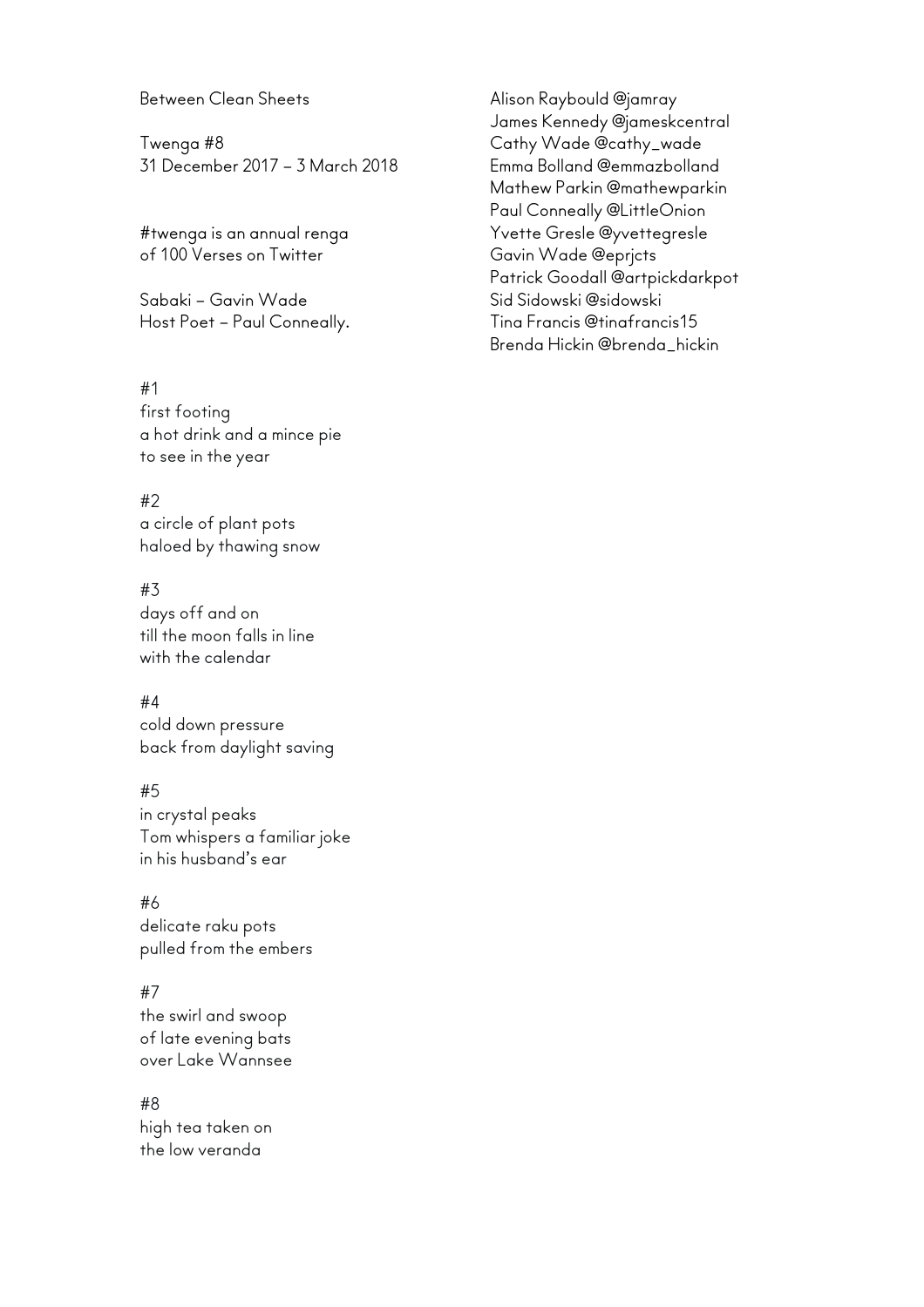Between Clean Sheets

Twenga #8
31 December 2017 – 3 March 2018

#twenga is an annual renga
of 100 Verses on Twitter

Sabaki – Gavin Wade
Host Poet – Paul Conneally.

Alison Raybould @jamray
James Kennedy @jameskcentral
Cathy Wade @cathy_wade
Emma Bolland @emmazbolland
Mathew Parkin @mathewparkin
Paul Conneally @LittleOnion
Yvette Gresle @yvettegresle
Gavin Wade @eprjcts
Patrick Goodall @artpickdarkpot
Sid Sidowski @sidowski
Tina Francis @tinafrancis15
Brenda Hickin @brenda_hickin

#1
first footing
a hot drink and a mince pie
to see in the year

#2
a circle of plant pots
haloed by thawing snow

#3
days off and on
till the moon falls in line
with the calendar

#4
cold down pressure
back from daylight saving

#5
in crystal peaks
Tom whispers a familiar joke
in his husband's ear

#6
delicate raku pots
pulled from the embers

#7
the swirl and swoop
of late evening bats
over Lake Wannsee

#8
high tea taken on
the low veranda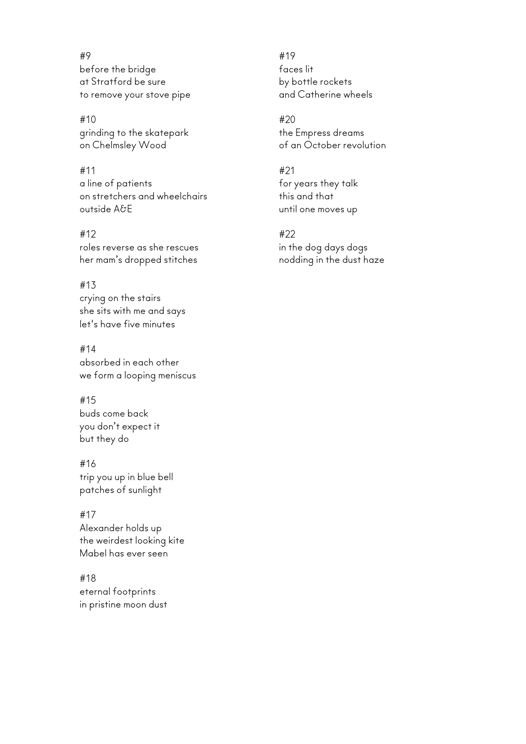#9
before the bridge
at Stratford be sure
to remove your stove pipe

#10
grinding to the skatepark
on Chelmsley Wood

#11
a line of patients
on stretchers and wheelchairs
outside A&E

#12
roles reverse as she rescues
her mam's dropped stitches

#13
crying on the stairs
she sits with me and says
let's have five minutes

#14
absorbed in each other
we form a looping meniscus

#15
buds come back
you don't expect it
but they do

#16
trip you up in blue bell
patches of sunlight

#17
Alexander holds up
the weirdest looking kite
Mabel has ever seen

#18
eternal footprints
in pristine moon dust

#19
faces lit
by bottle rockets
and Catherine wheels

#20
the Empress dreams
of an October revolution

#21
for years they talk
this and that
until one moves up

#22
in the dog days dogs
nodding in the dust haze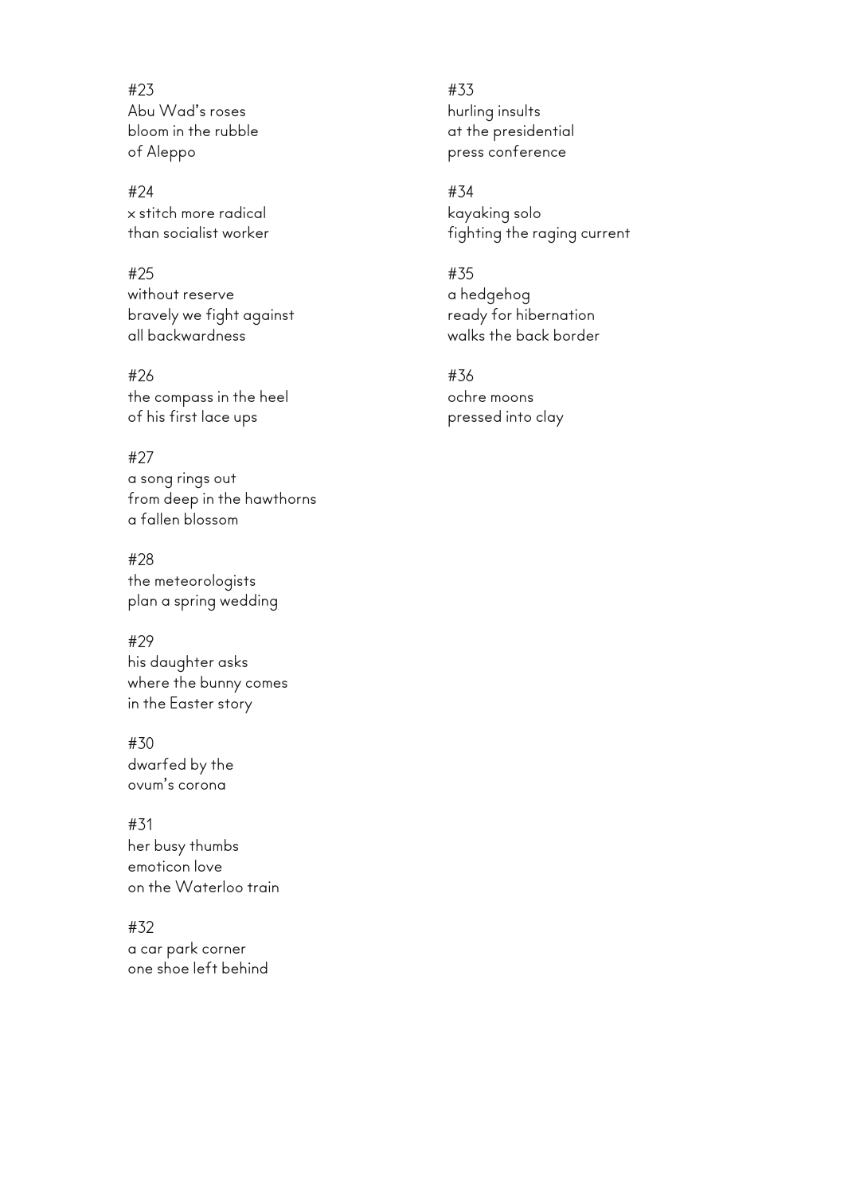#23
Abu Wad's roses
bloom in the rubble
of Aleppo

#24
x stitch more radical
than socialist worker

#25
without reserve
bravely we fight against
all backwardness

#26
the compass in the heel
of his first lace ups

#27
a song rings out
from deep in the hawthorns
a fallen blossom

#28
the meteorologists
plan a spring wedding

#29
his daughter asks
where the bunny comes
in the Easter story

#30
dwarfed by the
ovum's corona

#31
her busy thumbs
emoticon love
on the Waterloo train

#32
a car park corner
one shoe left behind

#33
hurling insults
at the presidential
press conference

#34
kayaking solo
fighting the raging current

#35
a hedgehog
ready for hibernation
walks the back border

#36
ochre moons
pressed into clay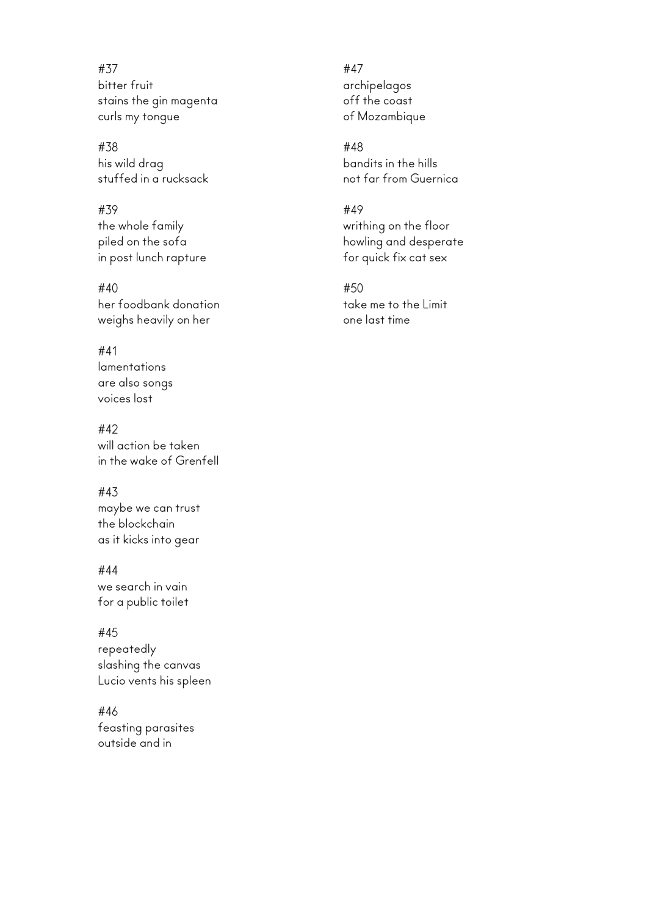#37
bitter fruit
stains the gin magenta
curls my tongue

#38
his wild drag
stuffed in a rucksack

#39
the whole family
piled on the sofa
in post lunch rapture

#40
her foodbank donation
weighs heavily on her

#41
lamentations
are also songs
voices lost

#42
will action be taken
in the wake of Grenfell

#43
maybe we can trust
the blockchain
as it kicks into gear

#44
we search in vain
for a public toilet

#45
repeatedly
slashing the canvas
Lucio vents his spleen

#46
feasting parasites
outside and in

#47
archipelagos
off the coast
of Mozambique

#48
bandits in the hills
not far from Guernica

#49
writhing on the floor
howling and desperate
for quick fix cat sex

#50
take me to the Limit
one last time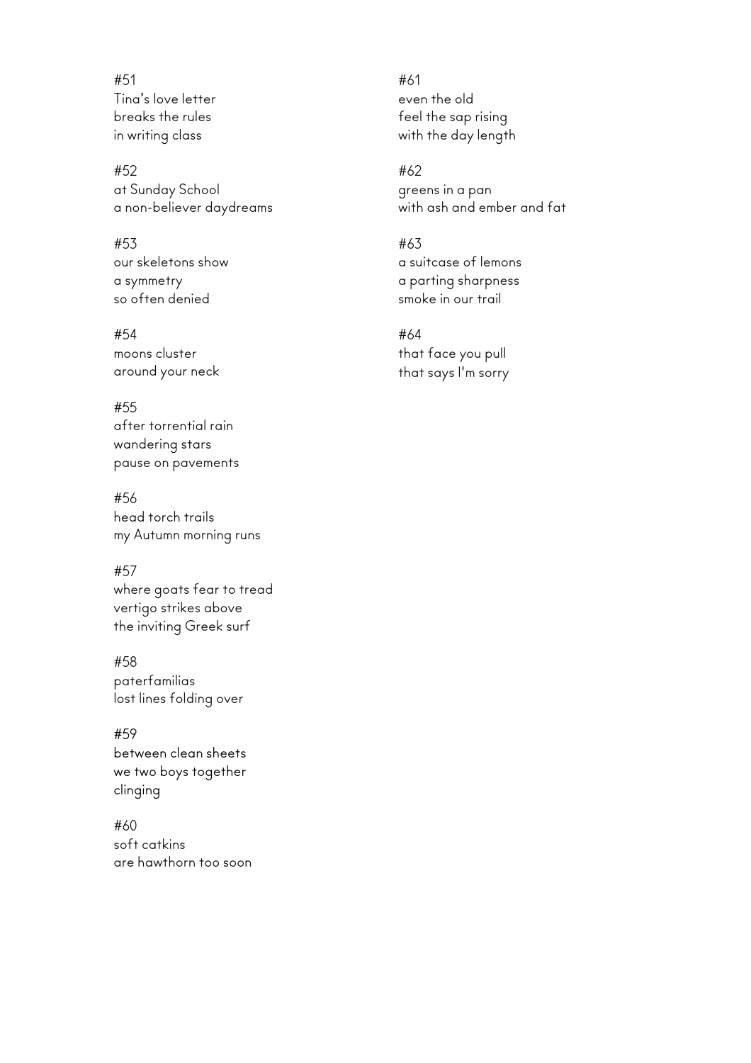#51
Tina's love letter
breaks the rules
in writing class

#52
at Sunday School
a non-believer daydreams

#53
our skeletons show
a symmetry
so often denied

#54
moons cluster
around your neck

#55
after torrential rain
wandering stars
pause on pavements

#56
head torch trails
my Autumn morning runs

#57
where goats fear to tread
vertigo strikes above
the inviting Greek surf

#58
paterfamilias
lost lines folding over

#59
between clean sheets
we two boys together
clinging

#60
soft catkins
are hawthorn too soon

#61
even the old
feel the sap rising
with the day length

#62
greens in a pan
with ash and ember and fat

#63
a suitcase of lemons
a parting sharpness
smoke in our trail

#64
that face you pull
that says I'm sorry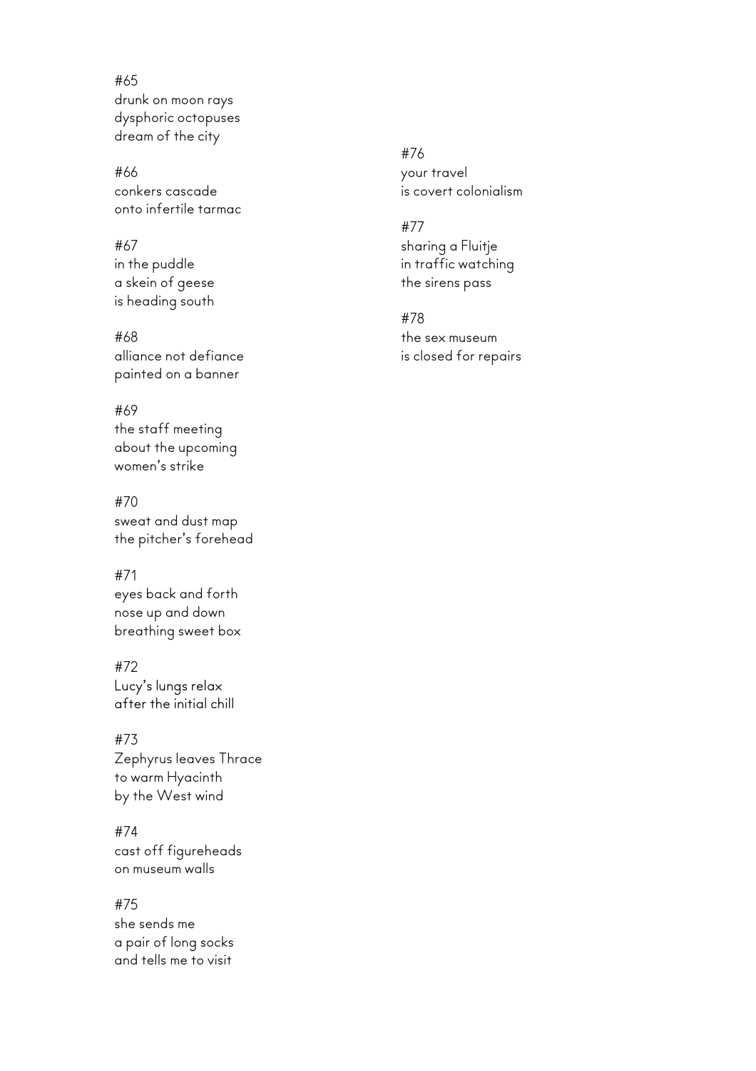#65
drunk on moon rays
dysphoric octopuses
dream of the city

#66
conkers cascade
onto infertile tarmac

#67
in the puddle
a skein of geese
is heading south

#68
alliance not defiance
painted on a banner

#69
the staff meeting
about the upcoming
women's strike

#70
sweat and dust map
the pitcher's forehead

#71
eyes back and forth
nose up and down
breathing sweet box

#72
Lucy's lungs relax
after the initial chill

#73
Zephyrus leaves Thrace
to warm Hyacinth
by the West wind

#74
cast off figureheads
on museum walls

#75
she sends me
a pair of long socks
and tells me to visit

#76
your travel
is covert colonialism

#77
sharing a Fluitje
in traffic watching
the sirens pass

#78
the sex museum
is closed for repairs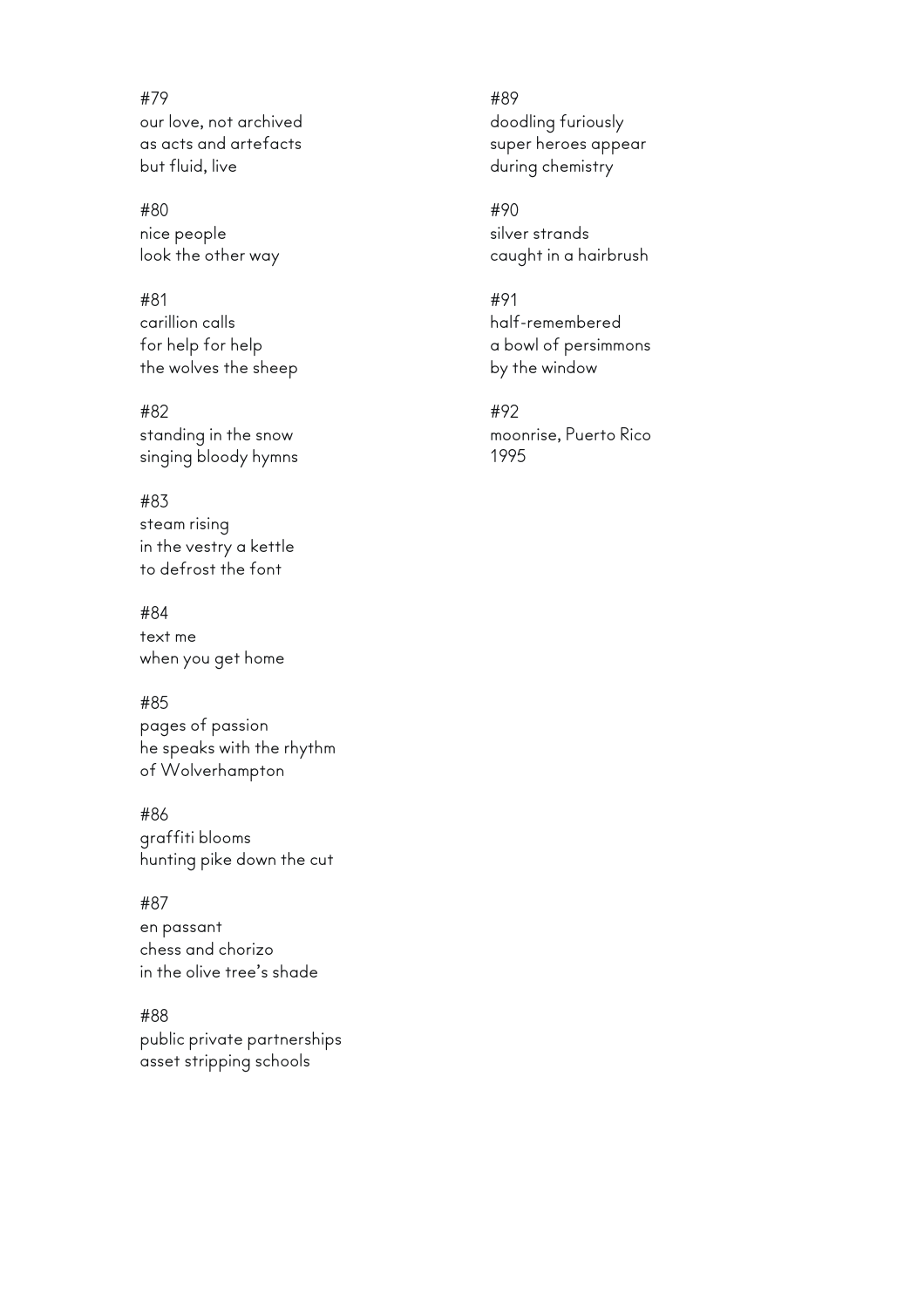#79
our love, not archived
as acts and artefacts
but fluid, live

#80
nice people
look the other way

#81
carillion calls
for help for help
the wolves the sheep

#82
standing in the snow
singing bloody hymns

#83
steam rising
in the vestry a kettle
to defrost the font

#84
text me
when you get home

#85
pages of passion
he speaks with the rhythm
of Wolverhampton

#86
graffiti blooms
hunting pike down the cut

#87
en passant
chess and chorizo
in the olive tree's shade

#88
public private partnerships
asset stripping schools

#89
doodling furiously
super heroes appear
during chemistry

#90
silver strands
caught in a hairbrush

#91
half-remembered
a bowl of persimmons
by the window

#92
moonrise, Puerto Rico
1995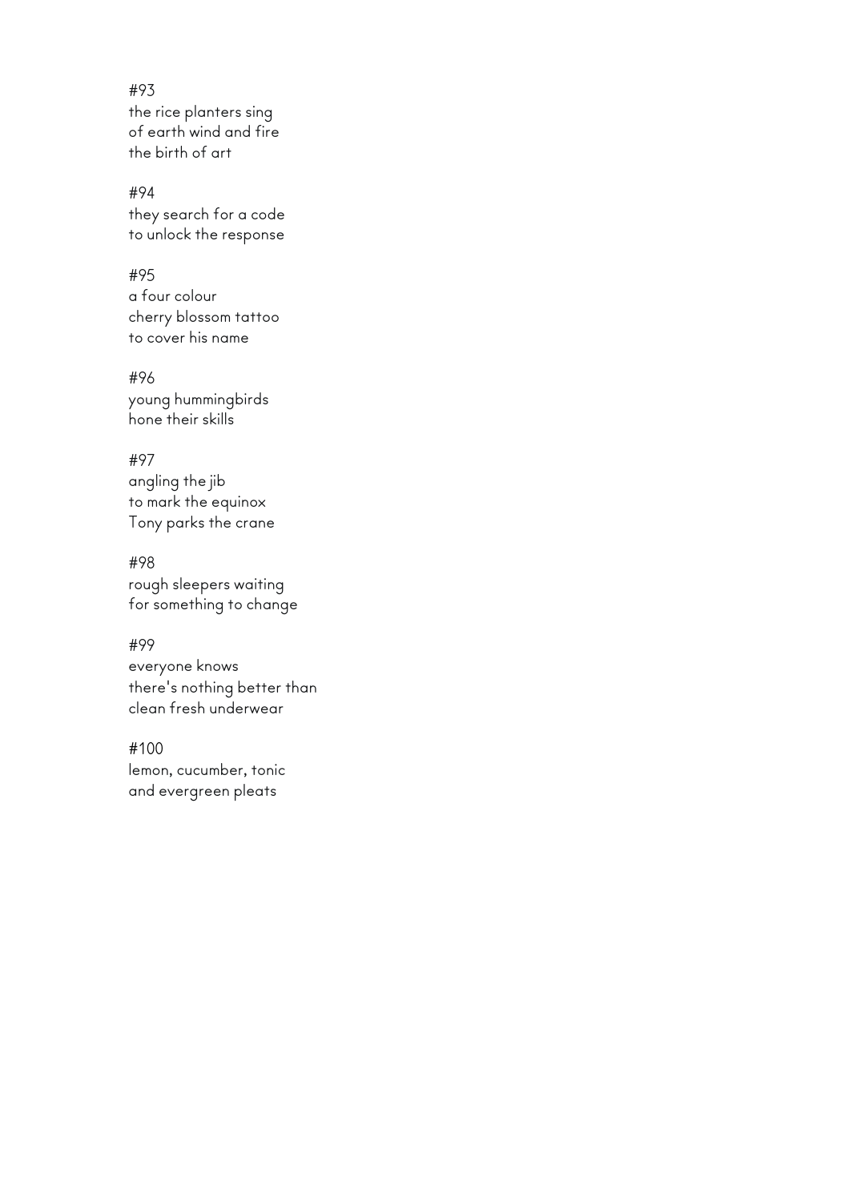#93
the rice planters sing
of earth wind and fire
the birth of art

#94
they search for a code
to unlock the response

#95
a four colour
cherry blossom tattoo
to cover his name

#96
young hummingbirds
hone their skills

#97
angling the jib
to mark the equinox
Tony parks the crane

#98
rough sleepers waiting
for something to change

#99
everyone knows
there's nothing better than
clean fresh underwear

#100
lemon, cucumber, tonic
and evergreen pleats